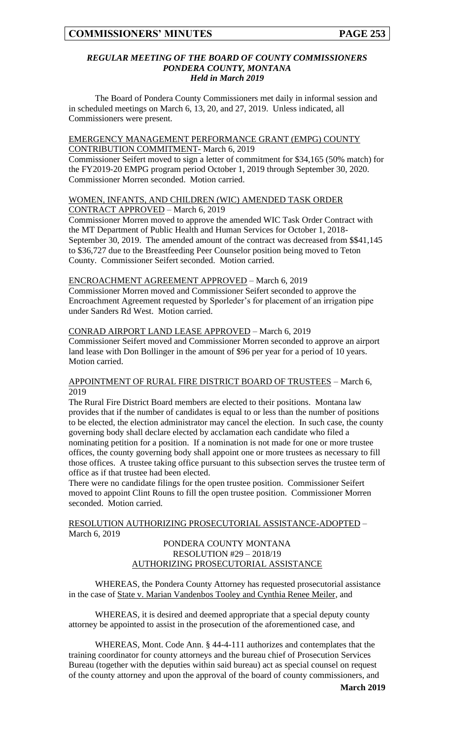### *REGULAR MEETING OF THE BOARD OF COUNTY COMMISSIONERS*
### *PONDERA COUNTY, MONTANA*
### *Held in March 2019*

The Board of Pondera County Commissioners met daily in informal session and in scheduled meetings on March 6, 13, 20, and 27, 2019. Unless indicated, all Commissioners were present.

EMERGENCY MANAGEMENT PERFORMANCE GRANT (EMPG) COUNTY CONTRIBUTION COMMITMENT- March 6, 2019

Commissioner Seifert moved to sign a letter of commitment for $34,165 (50% match) for the FY2019-20 EMPG program period October 1, 2019 through September 30, 2020. Commissioner Morren seconded. Motion carried.

WOMEN, INFANTS, AND CHILDREN (WIC) AMENDED TASK ORDER CONTRACT APPROVED – March 6, 2019

Commissioner Morren moved to approve the amended WIC Task Order Contract with the MT Department of Public Health and Human Services for October 1, 2018-September 30, 2019. The amended amount of the contract was decreased from $$41,145 to $36,727 due to the Breastfeeding Peer Counselor position being moved to Teton County. Commissioner Seifert seconded. Motion carried.

ENCROACHMENT AGREEMENT APPROVED – March 6, 2019

Commissioner Morren moved and Commissioner Seifert seconded to approve the Encroachment Agreement requested by Sporleder's for placement of an irrigation pipe under Sanders Rd West. Motion carried.

CONRAD AIRPORT LAND LEASE APPROVED – March 6, 2019

Commissioner Seifert moved and Commissioner Morren seconded to approve an airport land lease with Don Bollinger in the amount of $96 per year for a period of 10 years. Motion carried.

APPOINTMENT OF RURAL FIRE DISTRICT BOARD OF TRUSTEES – March 6, 2019

The Rural Fire District Board members are elected to their positions. Montana law provides that if the number of candidates is equal to or less than the number of positions to be elected, the election administrator may cancel the election. In such case, the county governing body shall declare elected by acclamation each candidate who filed a nominating petition for a position. If a nomination is not made for one or more trustee offices, the county governing body shall appoint one or more trustees as necessary to fill those offices. A trustee taking office pursuant to this subsection serves the trustee term of office as if that trustee had been elected.

There were no candidate filings for the open trustee position. Commissioner Seifert moved to appoint Clint Rouns to fill the open trustee position. Commissioner Morren seconded. Motion carried.

RESOLUTION AUTHORIZING PROSECUTORIAL ASSISTANCE-ADOPTED – March 6, 2019

PONDERA COUNTY MONTANA
RESOLUTION #29 – 2018/19
AUTHORIZING PROSECUTORIAL ASSISTANCE

WHEREAS, the Pondera County Attorney has requested prosecutorial assistance in the case of State v. Marian Vandenbos Tooley and Cynthia Renee Meiler, and

WHEREAS, it is desired and deemed appropriate that a special deputy county attorney be appointed to assist in the prosecution of the aforementioned case, and

WHEREAS, Mont. Code Ann. § 44-4-111 authorizes and contemplates that the training coordinator for county attorneys and the bureau chief of Prosecution Services Bureau (together with the deputies within said bureau) act as special counsel on request of the county attorney and upon the approval of the board of county commissioners, and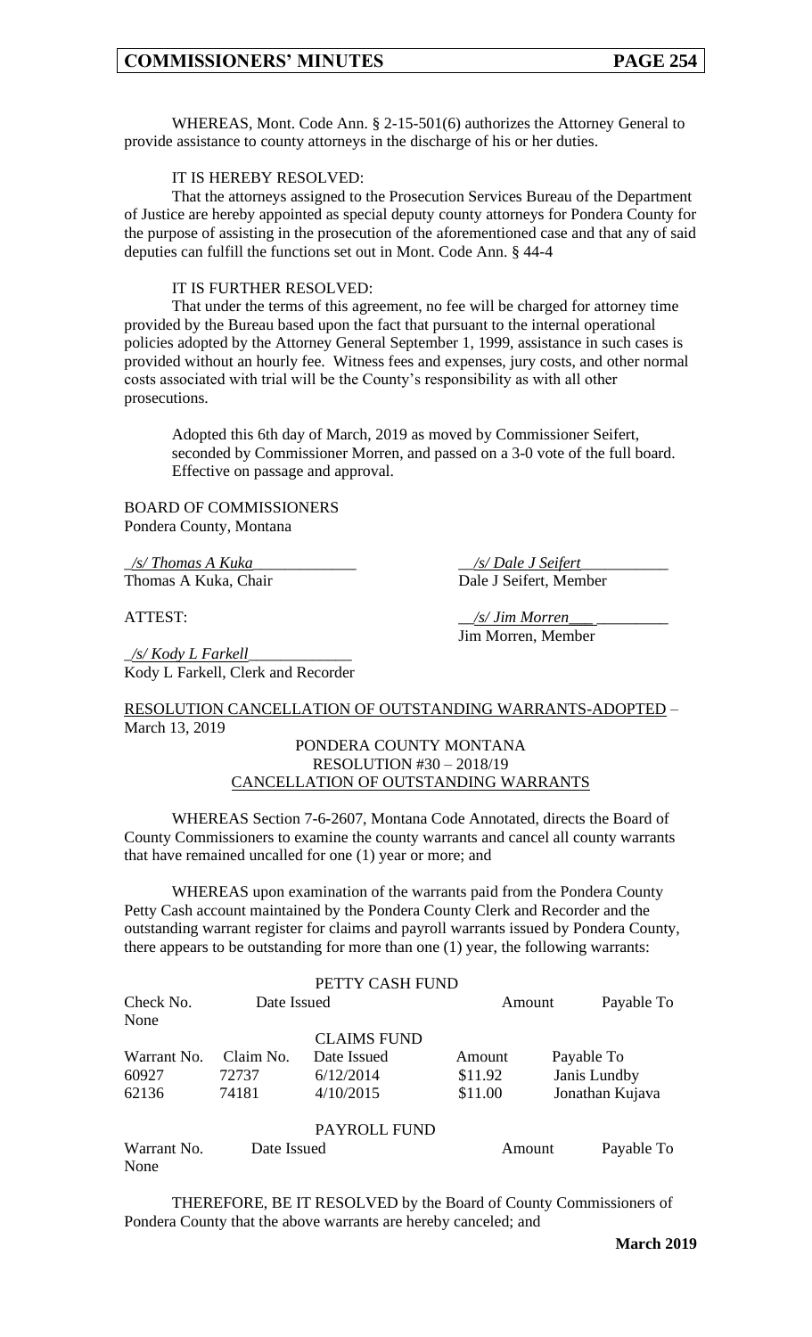WHEREAS, Mont. Code Ann. § 2-15-501(6) authorizes the Attorney General to provide assistance to county attorneys in the discharge of his or her duties.

IT IS HEREBY RESOLVED:

That the attorneys assigned to the Prosecution Services Bureau of the Department of Justice are hereby appointed as special deputy county attorneys for Pondera County for the purpose of assisting in the prosecution of the aforementioned case and that any of said deputies can fulfill the functions set out in Mont. Code Ann. § 44-4

IT IS FURTHER RESOLVED:

That under the terms of this agreement, no fee will be charged for attorney time provided by the Bureau based upon the fact that pursuant to the internal operational policies adopted by the Attorney General September 1, 1999, assistance in such cases is provided without an hourly fee. Witness fees and expenses, jury costs, and other normal costs associated with trial will be the County's responsibility as with all other prosecutions.

Adopted this 6th day of March, 2019 as moved by Commissioner Seifert, seconded by Commissioner Morren, and passed on a 3-0 vote of the full board. Effective on passage and approval.

BOARD OF COMMISSIONERS
Pondera County, Montana

_/s/ Thomas A Kuka_____________
Thomas A Kuka, Chair

__/s/ Dale J Seifert___________
Dale J Seifert, Member

ATTEST:

__/s/ Jim Morren___ _________
Jim Morren, Member

_/s/ Kody L Farkell_____________
Kody L Farkell, Clerk and Recorder

RESOLUTION CANCELLATION OF OUTSTANDING WARRANTS-ADOPTED – March 13, 2019

PONDERA COUNTY MONTANA
RESOLUTION #30 – 2018/19
CANCELLATION OF OUTSTANDING WARRANTS

WHEREAS Section 7-6-2607, Montana Code Annotated, directs the Board of County Commissioners to examine the county warrants and cancel all county warrants that have remained uncalled for one (1) year or more; and

WHEREAS upon examination of the warrants paid from the Pondera County Petty Cash account maintained by the Pondera County Clerk and Recorder and the outstanding warrant register for claims and payroll warrants issued by Pondera County, there appears to be outstanding for more than one (1) year, the following warrants:

PETTY CASH FUND

| Check No. | Date Issued | Amount | Payable To |
|---|---|---|---|
| None | | | |

CLAIMS FUND

| Warrant No. | Claim No. | Date Issued | Amount | Payable To |
|---|---|---|---|---|
| 60927 | 72737 | 6/12/2014 | $11.92 | Janis Lundby |
| 62136 | 74181 | 4/10/2015 | $11.00 | Jonathan Kujava |

PAYROLL FUND

| Warrant No. | Date Issued | Amount | Payable To |
|---|---|---|---|
| None | | | |

THEREFORE, BE IT RESOLVED by the Board of County Commissioners of Pondera County that the above warrants are hereby canceled; and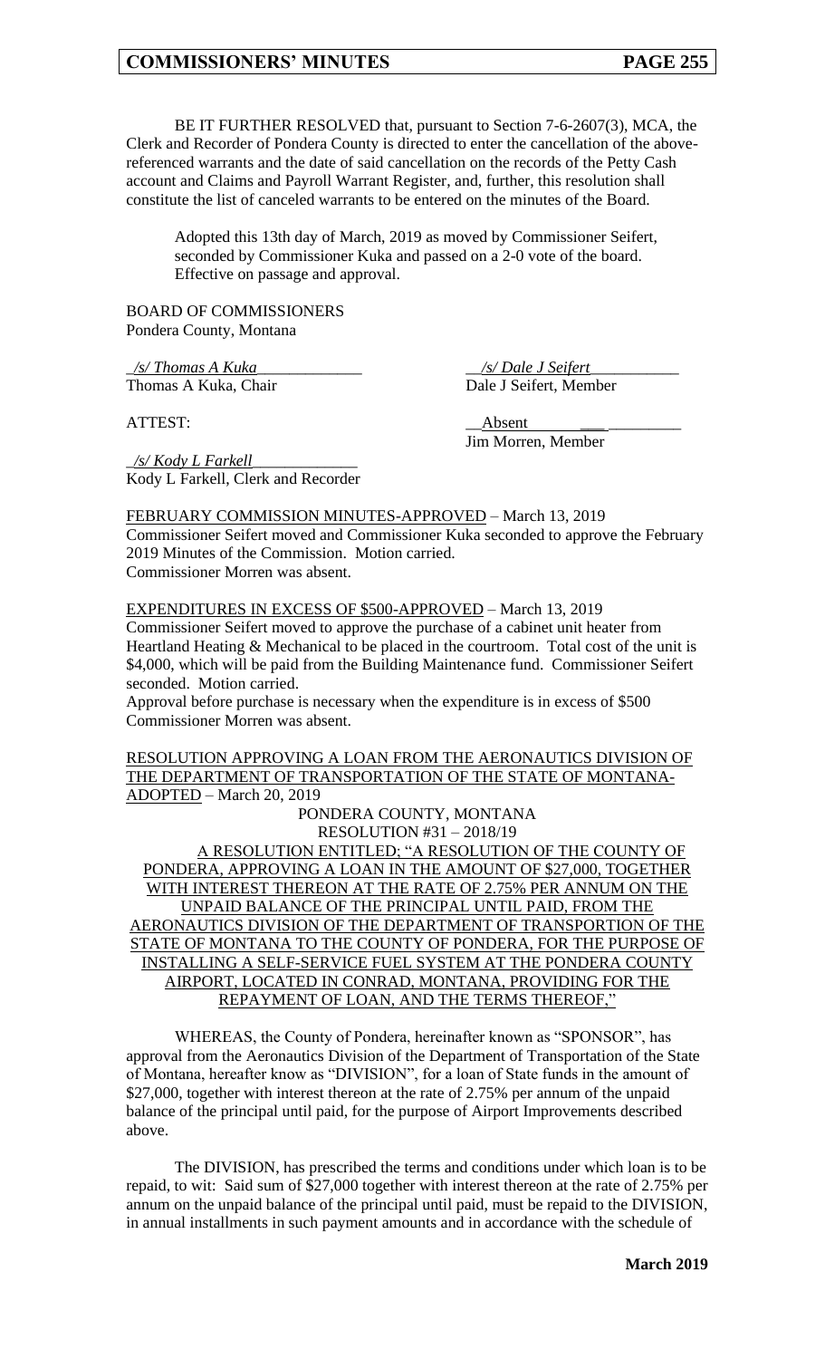BE IT FURTHER RESOLVED that, pursuant to Section 7-6-2607(3), MCA, the Clerk and Recorder of Pondera County is directed to enter the cancellation of the above-referenced warrants and the date of said cancellation on the records of the Petty Cash account and Claims and Payroll Warrant Register, and, further, this resolution shall constitute the list of canceled warrants to be entered on the minutes of the Board.

Adopted this 13th day of March, 2019 as moved by Commissioner Seifert, seconded by Commissioner Kuka and passed on a 2-0 vote of the board. Effective on passage and approval.

BOARD OF COMMISSIONERS
Pondera County, Montana

| | |
|---|---|
| _/s/ Thomas A Kuka_ | _/s/ Dale J Seifert_ |
| Thomas A Kuka, Chair | Dale J Seifert, Member |
| ATTEST: | Absent |
| | Jim Morren, Member |

_/s/ Kody L Farkell_
Kody L Farkell, Clerk and Recorder

FEBRUARY COMMISSION MINUTES-APPROVED – March 13, 2019
Commissioner Seifert moved and Commissioner Kuka seconded to approve the February 2019 Minutes of the Commission. Motion carried.
Commissioner Morren was absent.

EXPENDITURES IN EXCESS OF $500-APPROVED – March 13, 2019
Commissioner Seifert moved to approve the purchase of a cabinet unit heater from Heartland Heating & Mechanical to be placed in the courtroom. Total cost of the unit is $4,000, which will be paid from the Building Maintenance fund. Commissioner Seifert seconded. Motion carried.
Approval before purchase is necessary when the expenditure is in excess of $500
Commissioner Morren was absent.

RESOLUTION APPROVING A LOAN FROM THE AERONAUTICS DIVISION OF THE DEPARTMENT OF TRANSPORTATION OF THE STATE OF MONTANA-ADOPTED – March 20, 2019

PONDERA COUNTY, MONTANA
RESOLUTION #31 – 2018/19

A RESOLUTION ENTITLED; "A RESOLUTION OF THE COUNTY OF PONDERA, APPROVING A LOAN IN THE AMOUNT OF $27,000, TOGETHER WITH INTEREST THEREON AT THE RATE OF 2.75% PER ANNUM ON THE UNPAID BALANCE OF THE PRINCIPAL UNTIL PAID, FROM THE AERONAUTICS DIVISION OF THE DEPARTMENT OF TRANSPORTION OF THE STATE OF MONTANA TO THE COUNTY OF PONDERA, FOR THE PURPOSE OF INSTALLING A SELF-SERVICE FUEL SYSTEM AT THE PONDERA COUNTY AIRPORT, LOCATED IN CONRAD, MONTANA, PROVIDING FOR THE REPAYMENT OF LOAN, AND THE TERMS THEREOF,"

WHEREAS, the County of Pondera, hereinafter known as "SPONSOR", has approval from the Aeronautics Division of the Department of Transportation of the State of Montana, hereafter know as "DIVISION", for a loan of State funds in the amount of $27,000, together with interest thereon at the rate of 2.75% per annum of the unpaid balance of the principal until paid, for the purpose of Airport Improvements described above.

The DIVISION, has prescribed the terms and conditions under which loan is to be repaid, to wit: Said sum of $27,000 together with interest thereon at the rate of 2.75% per annum on the unpaid balance of the principal until paid, must be repaid to the DIVISION, in annual installments in such payment amounts and in accordance with the schedule of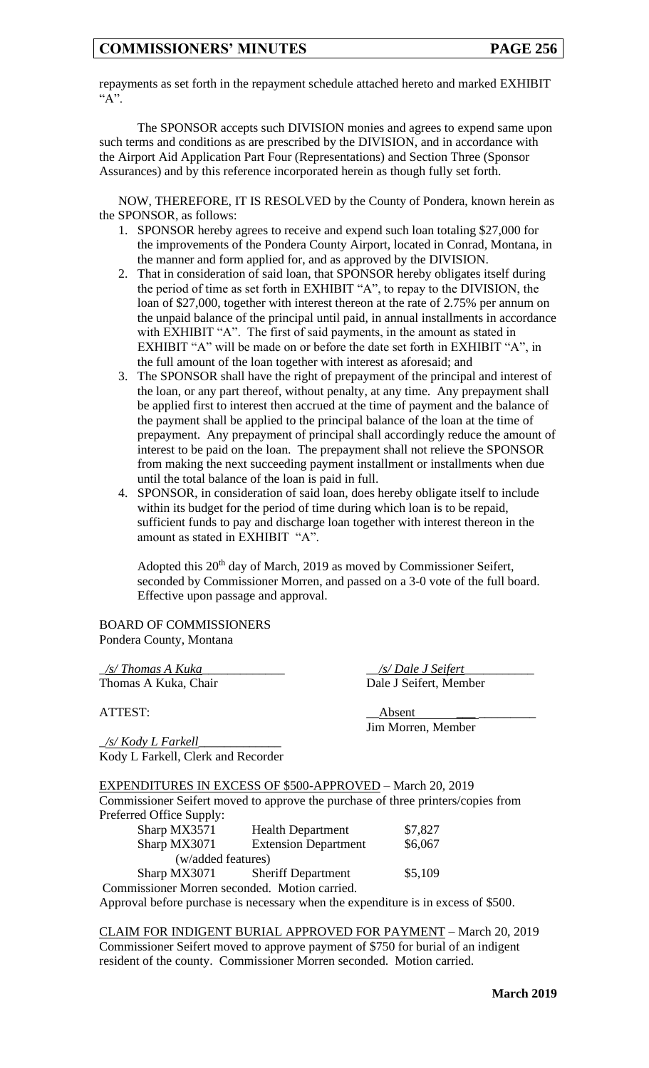repayments as set forth in the repayment schedule attached hereto and marked EXHIBIT "A".

The SPONSOR accepts such DIVISION monies and agrees to expend same upon such terms and conditions as are prescribed by the DIVISION, and in accordance with the Airport Aid Application Part Four (Representations) and Section Three (Sponsor Assurances) and by this reference incorporated herein as though fully set forth.

NOW, THEREFORE, IT IS RESOLVED by the County of Pondera, known herein as the SPONSOR, as follows:

1. SPONSOR hereby agrees to receive and expend such loan totaling $27,000 for the improvements of the Pondera County Airport, located in Conrad, Montana, in the manner and form applied for, and as approved by the DIVISION.
2. That in consideration of said loan, that SPONSOR hereby obligates itself during the period of time as set forth in EXHIBIT "A", to repay to the DIVISION, the loan of $27,000, together with interest thereon at the rate of 2.75% per annum on the unpaid balance of the principal until paid, in annual installments in accordance with EXHIBIT "A". The first of said payments, in the amount as stated in EXHIBIT "A" will be made on or before the date set forth in EXHIBIT "A", in the full amount of the loan together with interest as aforesaid; and
3. The SPONSOR shall have the right of prepayment of the principal and interest of the loan, or any part thereof, without penalty, at any time. Any prepayment shall be applied first to interest then accrued at the time of payment and the balance of the payment shall be applied to the principal balance of the loan at the time of prepayment. Any prepayment of principal shall accordingly reduce the amount of interest to be paid on the loan. The prepayment shall not relieve the SPONSOR from making the next succeeding payment installment or installments when due until the total balance of the loan is paid in full.
4. SPONSOR, in consideration of said loan, does hereby obligate itself to include within its budget for the period of time during which loan is to be repaid, sufficient funds to pay and discharge loan together with interest thereon in the amount as stated in EXHIBIT "A".

Adopted this 20th day of March, 2019 as moved by Commissioner Seifert, seconded by Commissioner Morren, and passed on a 3-0 vote of the full board. Effective upon passage and approval.

BOARD OF COMMISSIONERS
Pondera County, Montana

*/s/ Thomas A Kuka*
Thomas A Kuka, Chair

*/s/ Dale J Seifert*
Dale J Seifert, Member

ATTEST:

Absent
Jim Morren, Member

*/s/ Kody L Farkell*
Kody L Farkell, Clerk and Recorder

EXPENDITURES IN EXCESS OF $500-APPROVED – March 20, 2019

Commissioner Seifert moved to approve the purchase of three printers/copies from Preferred Office Supply:

| | | |
|---|---|---|
| Sharp MX3571 | Health Department | $7,827 |
| Sharp MX3071 (w/added features) | Extension Department | $6,067 |
| Sharp MX3071 | Sheriff Department | $5,109 |

Commissioner Morren seconded. Motion carried.

Approval before purchase is necessary when the expenditure is in excess of $500.

CLAIM FOR INDIGENT BURIAL APPROVED FOR PAYMENT – March 20, 2019

Commissioner Seifert moved to approve payment of $750 for burial of an indigent resident of the county. Commissioner Morren seconded. Motion carried.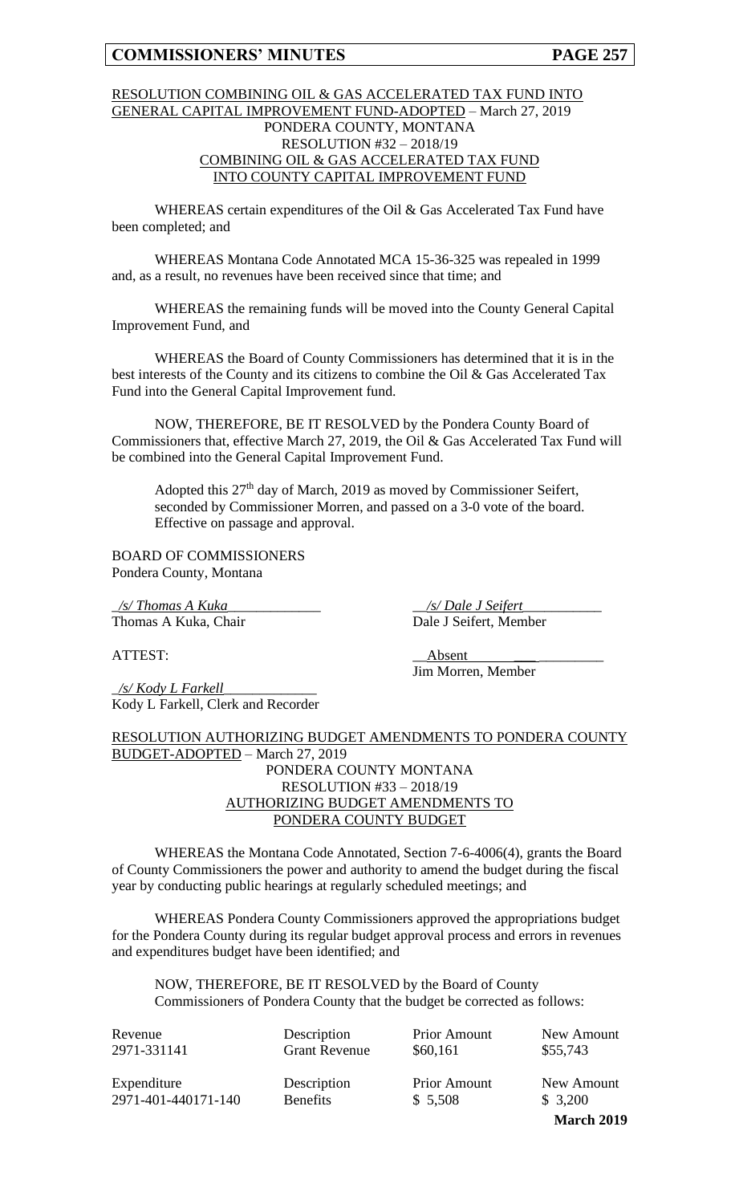RESOLUTION COMBINING OIL & GAS ACCELERATED TAX FUND INTO GENERAL CAPITAL IMPROVEMENT FUND-ADOPTED – March 27, 2019

PONDERA COUNTY, MONTANA
RESOLUTION #32 – 2018/19
COMBINING OIL & GAS ACCELERATED TAX FUND
INTO COUNTY CAPITAL IMPROVEMENT FUND

WHEREAS certain expenditures of the Oil & Gas Accelerated Tax Fund have been completed; and

WHEREAS Montana Code Annotated MCA 15-36-325 was repealed in 1999 and, as a result, no revenues have been received since that time; and

WHEREAS the remaining funds will be moved into the County General Capital Improvement Fund, and

WHEREAS the Board of County Commissioners has determined that it is in the best interests of the County and its citizens to combine the Oil & Gas Accelerated Tax Fund into the General Capital Improvement fund.

NOW, THEREFORE, BE IT RESOLVED by the Pondera County Board of Commissioners that, effective March 27, 2019, the Oil & Gas Accelerated Tax Fund will be combined into the General Capital Improvement Fund.

Adopted this 27th day of March, 2019 as moved by Commissioner Seifert, seconded by Commissioner Morren, and passed on a 3-0 vote of the board. Effective on passage and approval.

BOARD OF COMMISSIONERS
Pondera County, Montana

_/s/ Thomas A Kuka_
Thomas A Kuka, Chair

_/s/ Dale J Seifert_
Dale J Seifert, Member

ATTEST:

Absent
Jim Morren, Member

_/s/ Kody L Farkell_
Kody L Farkell, Clerk and Recorder

RESOLUTION AUTHORIZING BUDGET AMENDMENTS TO PONDERA COUNTY BUDGET-ADOPTED – March 27, 2019

PONDERA COUNTY MONTANA
RESOLUTION #33 – 2018/19
AUTHORIZING BUDGET AMENDMENTS TO
PONDERA COUNTY BUDGET

WHEREAS the Montana Code Annotated, Section 7-6-4006(4), grants the Board of County Commissioners the power and authority to amend the budget during the fiscal year by conducting public hearings at regularly scheduled meetings; and

WHEREAS Pondera County Commissioners approved the appropriations budget for the Pondera County during its regular budget approval process and errors in revenues and expenditures budget have been identified; and

NOW, THEREFORE, BE IT RESOLVED by the Board of County Commissioners of Pondera County that the budget be corrected as follows:

| Revenue | Description | Prior Amount | New Amount |
|---|---|---|---|
| 2971-331141 | Grant Revenue | $60,161 | $55,743 |

| Expenditure | Description | Prior Amount | New Amount |
|---|---|---|---|
| 2971-401-440171-140 | Benefits | $ 5,508 | $ 3,200 |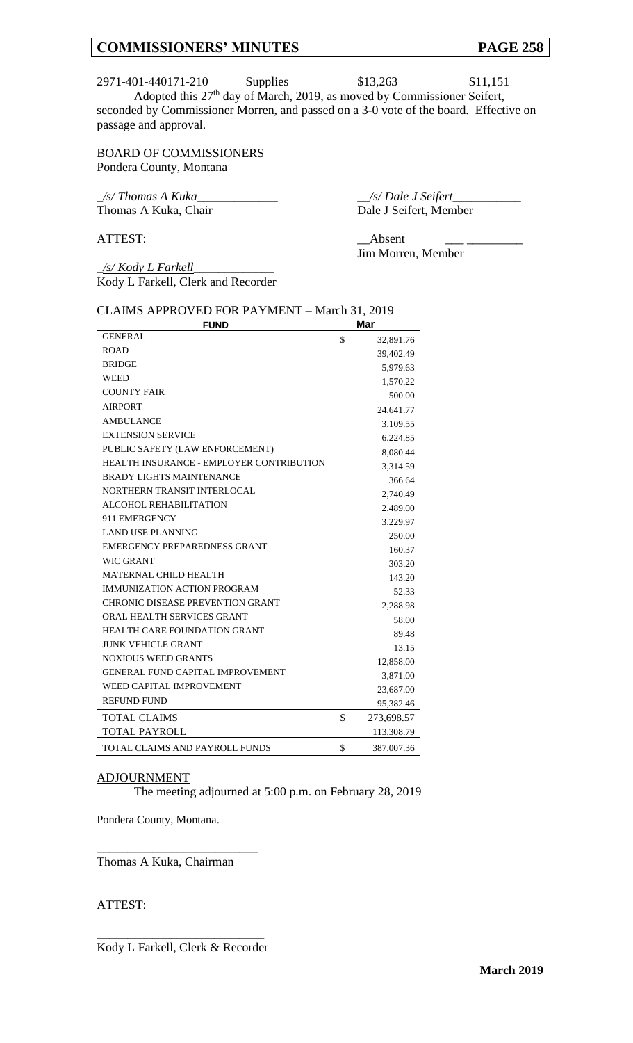2971-401-440171-210 Supplies $13,263 $11,151

Adopted this 27th day of March, 2019, as moved by Commissioner Seifert, seconded by Commissioner Morren, and passed on a 3-0 vote of the board. Effective on passage and approval.

BOARD OF COMMISSIONERS
Pondera County, Montana

_/s/ Thomas A Kuka_____________
Thomas A Kuka, Chair

__/s/ Dale J Seifert__________
Dale J Seifert, Member

ATTEST:

__Absent______ ___ _________
Jim Morren, Member

_/s/ Kody L Farkell_____________
Kody L Farkell, Clerk and Recorder

CLAIMS APPROVED FOR PAYMENT – March 31, 2019

| FUND | Mar |
|---|---|
| GENERAL | $ 32,891.76 |
| ROAD | 39,402.49 |
| BRIDGE | 5,979.63 |
| WEED | 1,570.22 |
| COUNTY FAIR | 500.00 |
| AIRPORT | 24,641.77 |
| AMBULANCE | 3,109.55 |
| EXTENSION SERVICE | 6,224.85 |
| PUBLIC SAFETY (LAW ENFORCEMENT) | 8,080.44 |
| HEALTH INSURANCE - EMPLOYER CONTRIBUTION | 3,314.59 |
| BRADY LIGHTS MAINTENANCE | 366.64 |
| NORTHERN TRANSIT INTERLOCAL | 2,740.49 |
| ALCOHOL REHABILITATION | 2,489.00 |
| 911 EMERGENCY | 3,229.97 |
| LAND USE PLANNING | 250.00 |
| EMERGENCY PREPAREDNESS GRANT | 160.37 |
| WIC GRANT | 303.20 |
| MATERNAL CHILD HEALTH | 143.20 |
| IMMUNIZATION ACTION PROGRAM | 52.33 |
| CHRONIC DISEASE PREVENTION GRANT | 2,288.98 |
| ORAL HEALTH SERVICES GRANT | 58.00 |
| HEALTH CARE FOUNDATION GRANT | 89.48 |
| JUNK VEHICLE GRANT | 13.15 |
| NOXIOUS WEED GRANTS | 12,858.00 |
| GENERAL FUND CAPITAL IMPROVEMENT | 3,871.00 |
| WEED CAPITAL IMPROVEMENT | 23,687.00 |
| REFUND FUND | 95,382.46 |
| TOTAL CLAIMS | $ 273,698.57 |
| TOTAL PAYROLL | 113,308.79 |
| TOTAL CLAIMS AND PAYROLL FUNDS | $ 387,007.36 |

ADJOURNMENT

The meeting adjourned at 5:00 p.m. on February 28, 2019

Pondera County, Montana.

__________________________
Thomas A Kuka, Chairman

ATTEST:

___________________________
Kody L Farkell, Clerk & Recorder